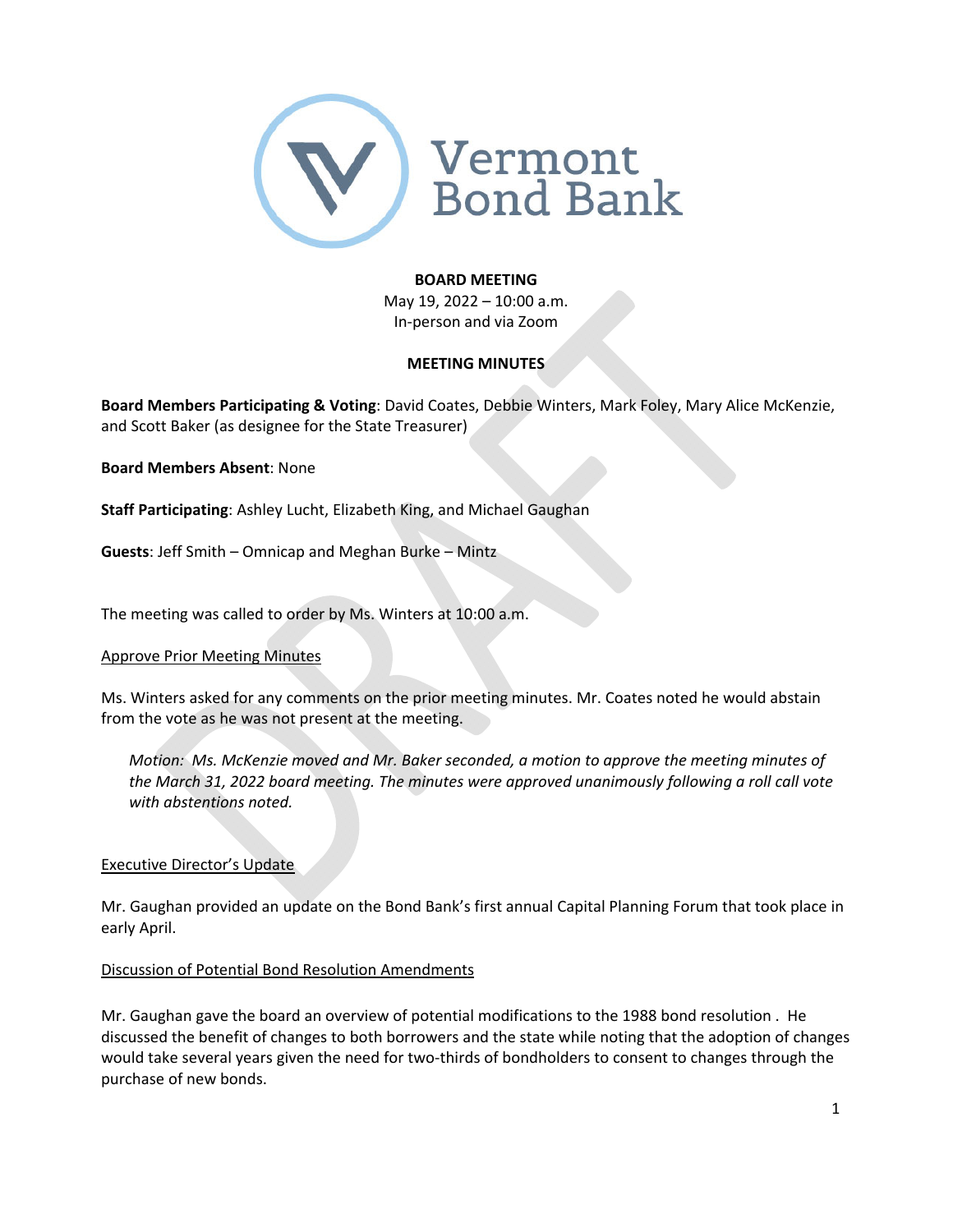# Vermont Bond Bank

**BOARD MEETING**
May 19, 2022 – 10:00 a.m.
In-person and via Zoom

**MEETING MINUTES**

**Board Members Participating & Voting**: David Coates, Debbie Winters, Mark Foley, Mary Alice McKenzie, and Scott Baker (as designee for the State Treasurer)

**Board Members Absent**: None

**Staff Participating**: Ashley Lucht, Elizabeth King, and Michael Gaughan

**Guests**: Jeff Smith – Omnicap and Meghan Burke – Mintz

The meeting was called to order by Ms. Winters at 10:00 a.m.

Approve Prior Meeting Minutes

Ms. Winters asked for any comments on the prior meeting minutes. Mr. Coates noted he would abstain from the vote as he was not present at the meeting.

*Motion: Ms. McKenzie moved and Mr. Baker seconded, a motion to approve the meeting minutes of the March 31, 2022 board meeting. The minutes were approved unanimously following a roll call vote with abstentions noted.*

Executive Director's Update

Mr. Gaughan provided an update on the Bond Bank's first annual Capital Planning Forum that took place in early April.

Discussion of Potential Bond Resolution Amendments

Mr. Gaughan gave the board an overview of potential modifications to the 1988 bond resolution . He discussed the benefit of changes to both borrowers and the state while noting that the adoption of changes would take several years given the need for two-thirds of bondholders to consent to changes through the purchase of new bonds.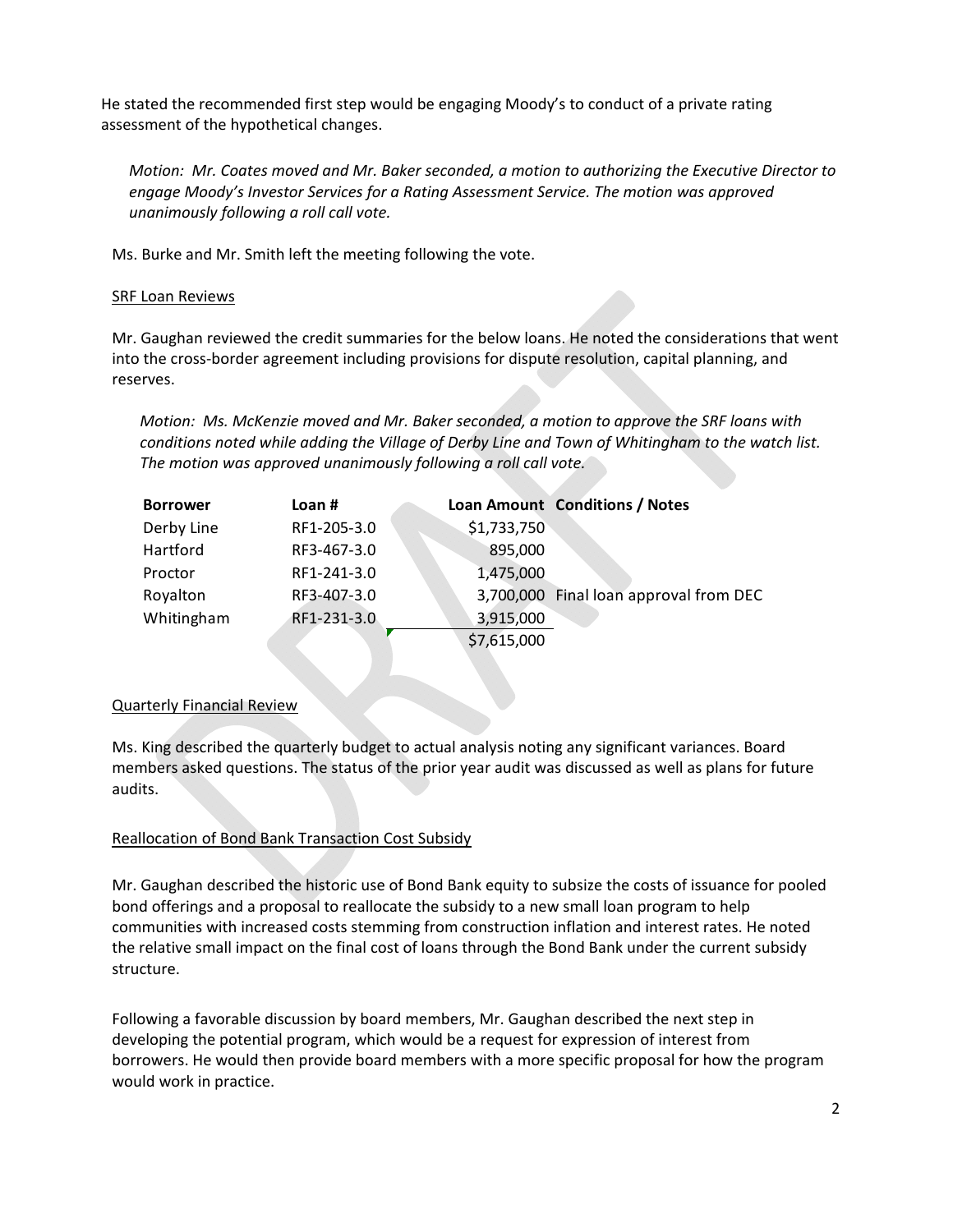He stated the recommended first step would be engaging Moody's to conduct of a private rating assessment of the hypothetical changes.

*Motion: Mr. Coates moved and Mr. Baker seconded, a motion to authorizing the Executive Director to engage Moody's Investor Services for a Rating Assessment Service. The motion was approved unanimously following a roll call vote.*

Ms. Burke and Mr. Smith left the meeting following the vote.

SRF Loan Reviews

Mr. Gaughan reviewed the credit summaries for the below loans. He noted the considerations that went into the cross-border agreement including provisions for dispute resolution, capital planning, and reserves.

*Motion: Ms. McKenzie moved and Mr. Baker seconded, a motion to approve the SRF loans with conditions noted while adding the Village of Derby Line and Town of Whitingham to the watch list. The motion was approved unanimously following a roll call vote.*

| Borrower | Loan # | Loan Amount | Conditions / Notes |
|---|---|---|---|
| Derby Line | RF1-205-3.0 | $1,733,750 | |
| Hartford | RF3-467-3.0 | 895,000 | |
| Proctor | RF1-241-3.0 | 1,475,000 | |
| Royalton | RF3-407-3.0 | 3,700,000 | Final loan approval from DEC |
| Whitingham | RF1-231-3.0 | 3,915,000 | |
| | | $7,615,000 | |

Quarterly Financial Review

Ms. King described the quarterly budget to actual analysis noting any significant variances. Board members asked questions. The status of the prior year audit was discussed as well as plans for future audits.

Reallocation of Bond Bank Transaction Cost Subsidy

Mr. Gaughan described the historic use of Bond Bank equity to subsize the costs of issuance for pooled bond offerings and a proposal to reallocate the subsidy to a new small loan program to help communities with increased costs stemming from construction inflation and interest rates. He noted the relative small impact on the final cost of loans through the Bond Bank under the current subsidy structure.

Following a favorable discussion by board members, Mr. Gaughan described the next step in developing the potential program, which would be a request for expression of interest from borrowers. He would then provide board members with a more specific proposal for how the program would work in practice.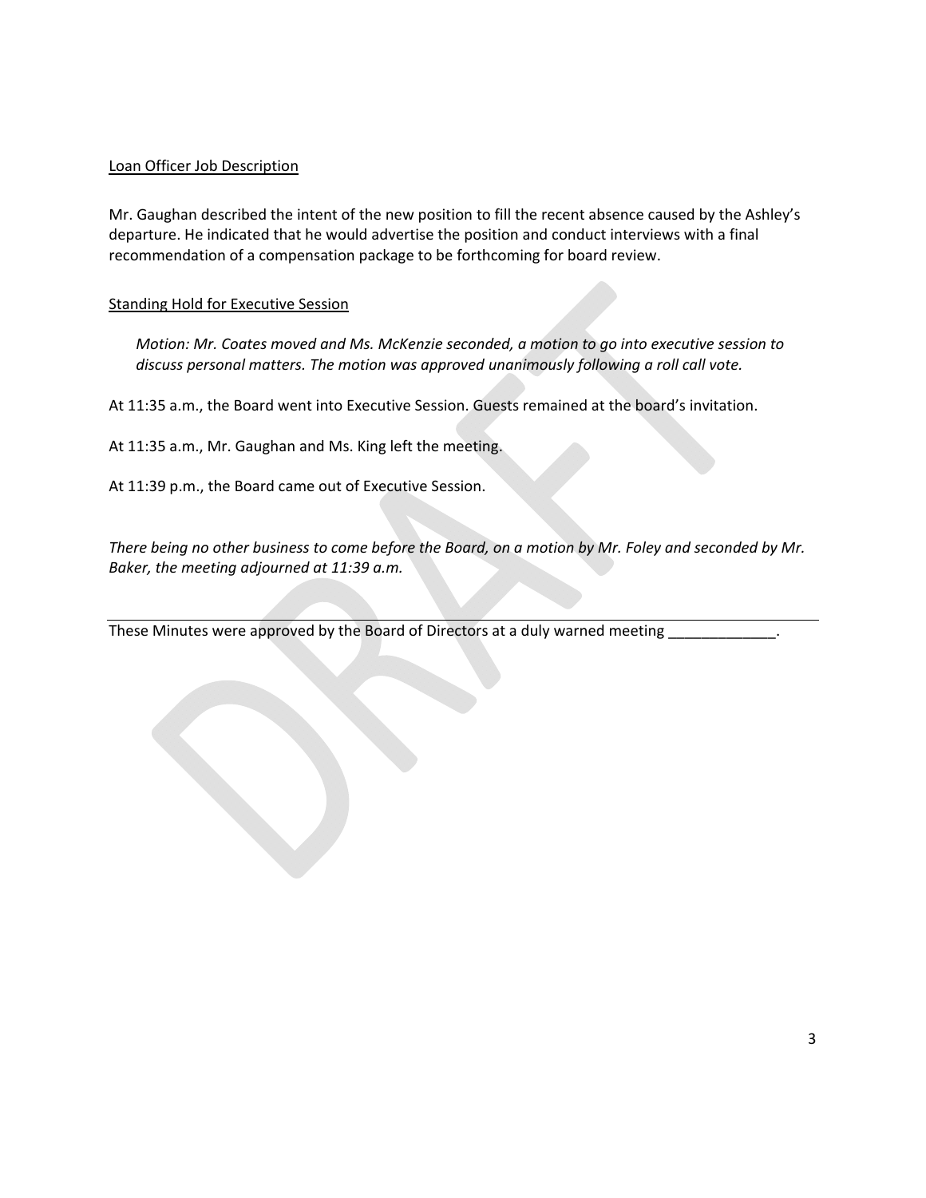Loan Officer Job Description

Mr. Gaughan described the intent of the new position to fill the recent absence caused by the Ashley's departure. He indicated that he would advertise the position and conduct interviews with a final recommendation of a compensation package to be forthcoming for board review.

Standing Hold for Executive Session

> *Motion: Mr. Coates moved and Ms. McKenzie seconded, a motion to go into executive session to discuss personal matters. The motion was approved unanimously following a roll call vote.*

At 11:35 a.m., the Board went into Executive Session. Guests remained at the board's invitation.

At 11:35 a.m., Mr. Gaughan and Ms. King left the meeting.

At 11:39 p.m., the Board came out of Executive Session.

*There being no other business to come before the Board, on a motion by Mr. Foley and seconded by Mr. Baker, the meeting adjourned at 11:39 a.m.*

---

These Minutes were approved by the Board of Directors at a duly warned meeting _____________.